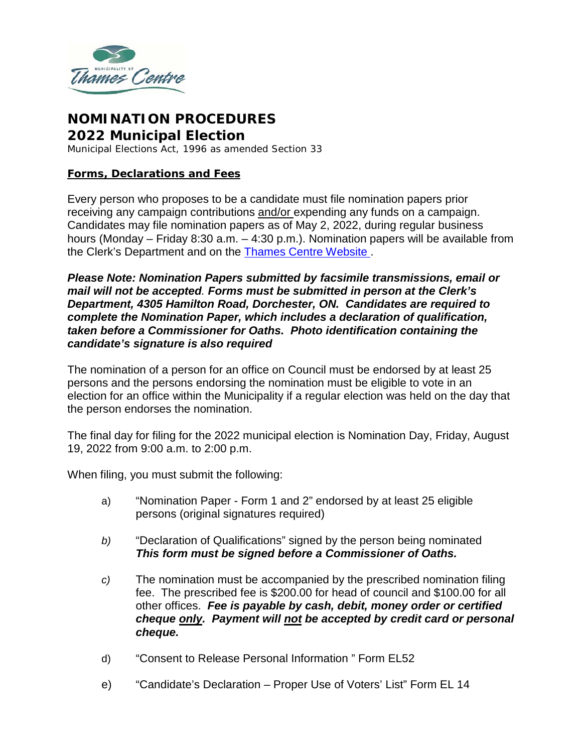MUNICIPALITY OF Thames Centre

# NOMINATION PROCEDURES
## 2022 Municipal Election

Municipal Elections Act, 1996 as amended Section 33

### Forms, Declarations and Fees

Every person who proposes to be a candidate must file nomination papers prior receiving any campaign contributions and/or expending any funds on a campaign. Candidates may file nomination papers as of May 2, 2022, during regular business hours (Monday – Friday 8:30 a.m. – 4:30 p.m.). Nomination papers will be available from the Clerk's Department and on the Thames Centre Website .

***Please Note: Nomination Papers submitted by facsimile transmissions, email or mail will not be accepted. Forms must be submitted in person at the Clerk's Department, 4305 Hamilton Road, Dorchester, ON. Candidates are required to complete the Nomination Paper, which includes a declaration of qualification, taken before a Commissioner for Oaths. Photo identification containing the candidate's signature is also required***

The nomination of a person for an office on Council must be endorsed by at least 25 persons and the persons endorsing the nomination must be eligible to vote in an election for an office within the Municipality if a regular election was held on the day that the person endorses the nomination.

The final day for filing for the 2022 municipal election is Nomination Day, Friday, August 19, 2022 from 9:00 a.m. to 2:00 p.m.

When filing, you must submit the following:

a) "Nomination Paper - Form 1 and 2" endorsed by at least 25 eligible persons (original signatures required)

*b)* "Declaration of Qualifications" signed by the person being nominated ***This form must be signed before a Commissioner of Oaths.***

*c)* The nomination must be accompanied by the prescribed nomination filing fee. The prescribed fee is $200.00 for head of council and $100.00 for all other offices. ***Fee is payable by cash, debit, money order or certified cheque only. Payment will not be accepted by credit card or personal cheque.***

d) "Consent to Release Personal Information " Form EL52

e) "Candidate's Declaration – Proper Use of Voters' List" Form EL 14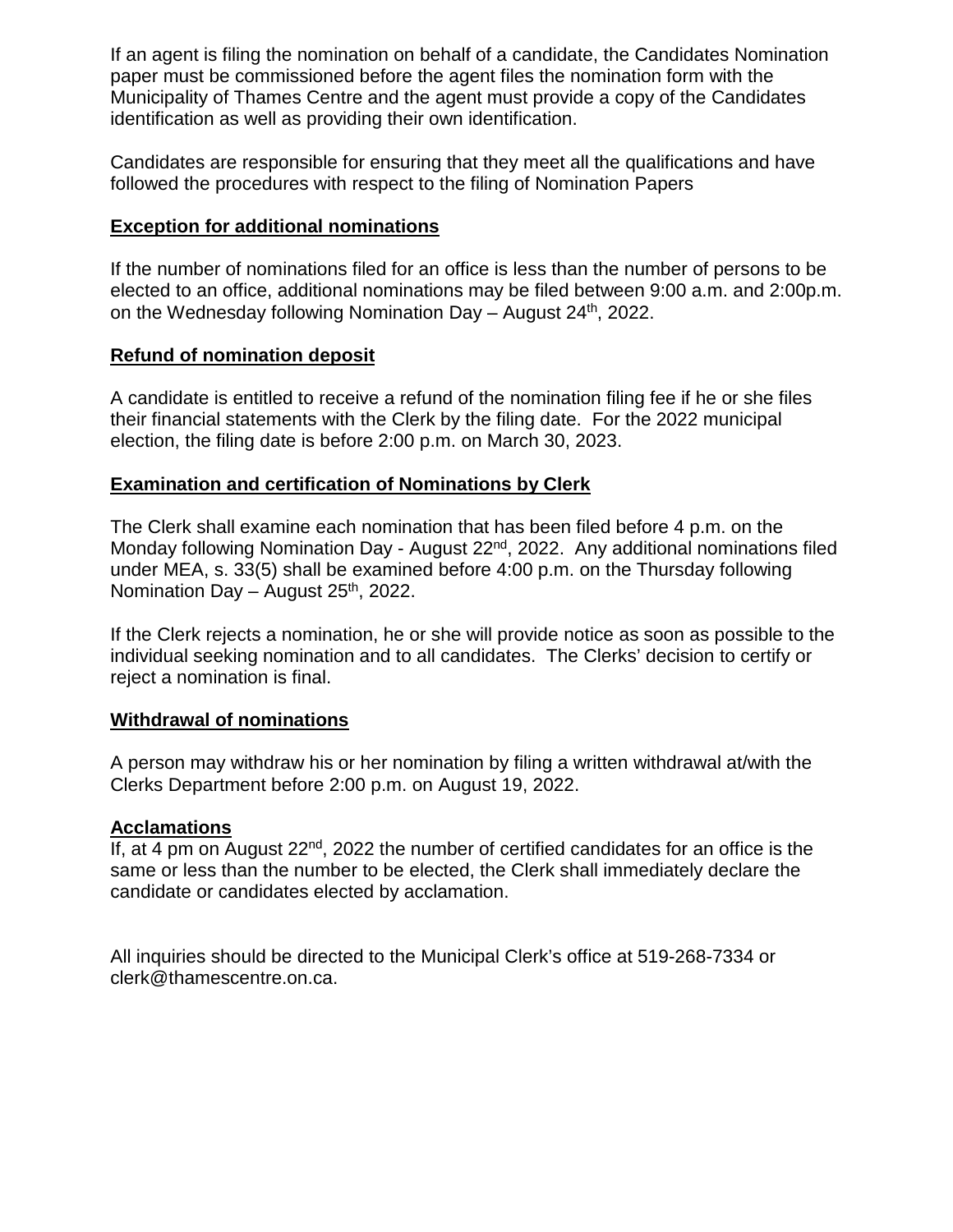If an agent is filing the nomination on behalf of a candidate, the Candidates Nomination paper must be commissioned before the agent files the nomination form with the Municipality of Thames Centre and the agent must provide a copy of the Candidates identification as well as providing their own identification.

Candidates are responsible for ensuring that they meet all the qualifications and have followed the procedures with respect to the filing of Nomination Papers

**Exception for additional nominations**

If the number of nominations filed for an office is less than the number of persons to be elected to an office, additional nominations may be filed between 9:00 a.m. and 2:00p.m. on the Wednesday following Nomination Day – August 24th, 2022.

**Refund of nomination deposit**

A candidate is entitled to receive a refund of the nomination filing fee if he or she files their financial statements with the Clerk by the filing date. For the 2022 municipal election, the filing date is before 2:00 p.m. on March 30, 2023.

**Examination and certification of Nominations by Clerk**

The Clerk shall examine each nomination that has been filed before 4 p.m. on the Monday following Nomination Day - August 22nd, 2022. Any additional nominations filed under MEA, s. 33(5) shall be examined before 4:00 p.m. on the Thursday following Nomination Day – August 25th, 2022.

If the Clerk rejects a nomination, he or she will provide notice as soon as possible to the individual seeking nomination and to all candidates. The Clerks' decision to certify or reject a nomination is final.

**Withdrawal of nominations**

A person may withdraw his or her nomination by filing a written withdrawal at/with the Clerks Department before 2:00 p.m. on August 19, 2022.

**Acclamations**

If, at 4 pm on August 22nd, 2022 the number of certified candidates for an office is the same or less than the number to be elected, the Clerk shall immediately declare the candidate or candidates elected by acclamation.

All inquiries should be directed to the Municipal Clerk's office at 519-268-7334 or clerk@thamescentre.on.ca.